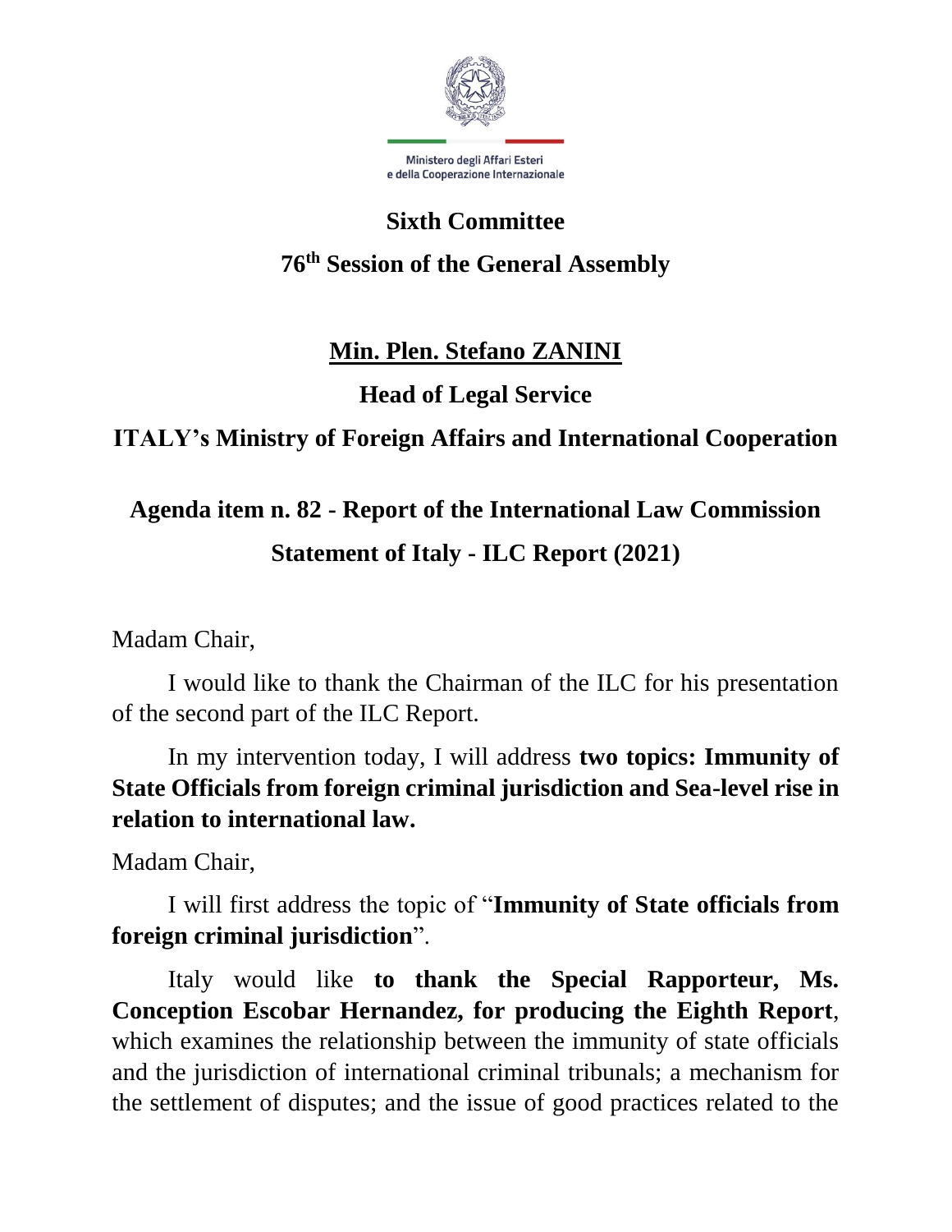Ministero degli Affari Esteri
e della Cooperazione Internazionale

# Sixth Committee

## 76th Session of the General Assembly

**Min. Plen. Stefano ZANINI**

**Head of Legal Service**

**ITALY's Ministry of Foreign Affairs and International Cooperation**

## Agenda item n. 82 - Report of the International Law Commission

## Statement of Italy - ILC Report (2021)

Madam Chair,

I would like to thank the Chairman of the ILC for his presentation of the second part of the ILC Report.

In my intervention today, I will address **two topics: Immunity of State Officials from foreign criminal jurisdiction and Sea-level rise in relation to international law.**

Madam Chair,

I will first address the topic of "**Immunity of State officials from foreign criminal jurisdiction**".

Italy would like **to thank the Special Rapporteur, Ms. Conception Escobar Hernandez, for producing the Eighth Report**, which examines the relationship between the immunity of state officials and the jurisdiction of international criminal tribunals; a mechanism for the settlement of disputes; and the issue of good practices related to the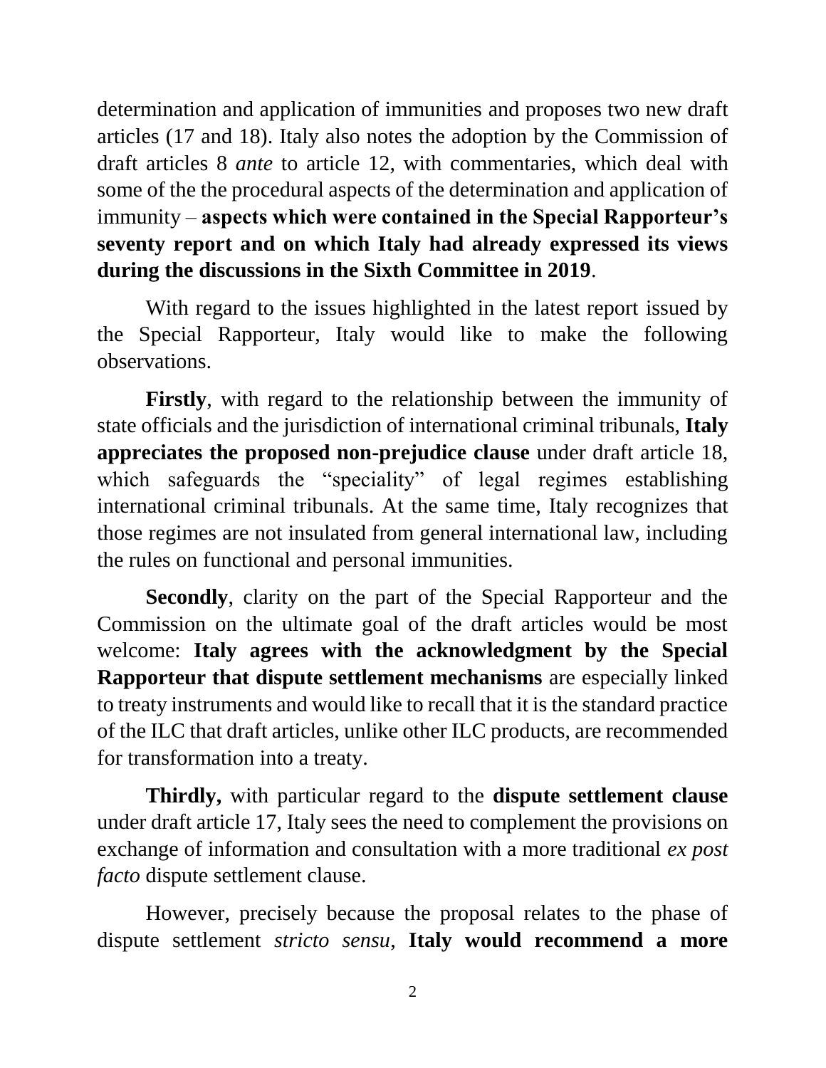determination and application of immunities and proposes two new draft articles (17 and 18). Italy also notes the adoption by the Commission of draft articles 8 *ante* to article 12, with commentaries, which deal with some of the the procedural aspects of the determination and application of immunity – **aspects which were contained in the Special Rapporteur's seventy report and on which Italy had already expressed its views during the discussions in the Sixth Committee in 2019**.

With regard to the issues highlighted in the latest report issued by the Special Rapporteur, Italy would like to make the following observations.

**Firstly**, with regard to the relationship between the immunity of state officials and the jurisdiction of international criminal tribunals, **Italy appreciates the proposed non-prejudice clause** under draft article 18, which safeguards the "speciality" of legal regimes establishing international criminal tribunals. At the same time, Italy recognizes that those regimes are not insulated from general international law, including the rules on functional and personal immunities.

**Secondly**, clarity on the part of the Special Rapporteur and the Commission on the ultimate goal of the draft articles would be most welcome: **Italy agrees with the acknowledgment by the Special Rapporteur that dispute settlement mechanisms** are especially linked to treaty instruments and would like to recall that it is the standard practice of the ILC that draft articles, unlike other ILC products, are recommended for transformation into a treaty.

**Thirdly,** with particular regard to the **dispute settlement clause** under draft article 17, Italy sees the need to complement the provisions on exchange of information and consultation with a more traditional *ex post facto* dispute settlement clause.

However, precisely because the proposal relates to the phase of dispute settlement *stricto sensu*, **Italy would recommend a more**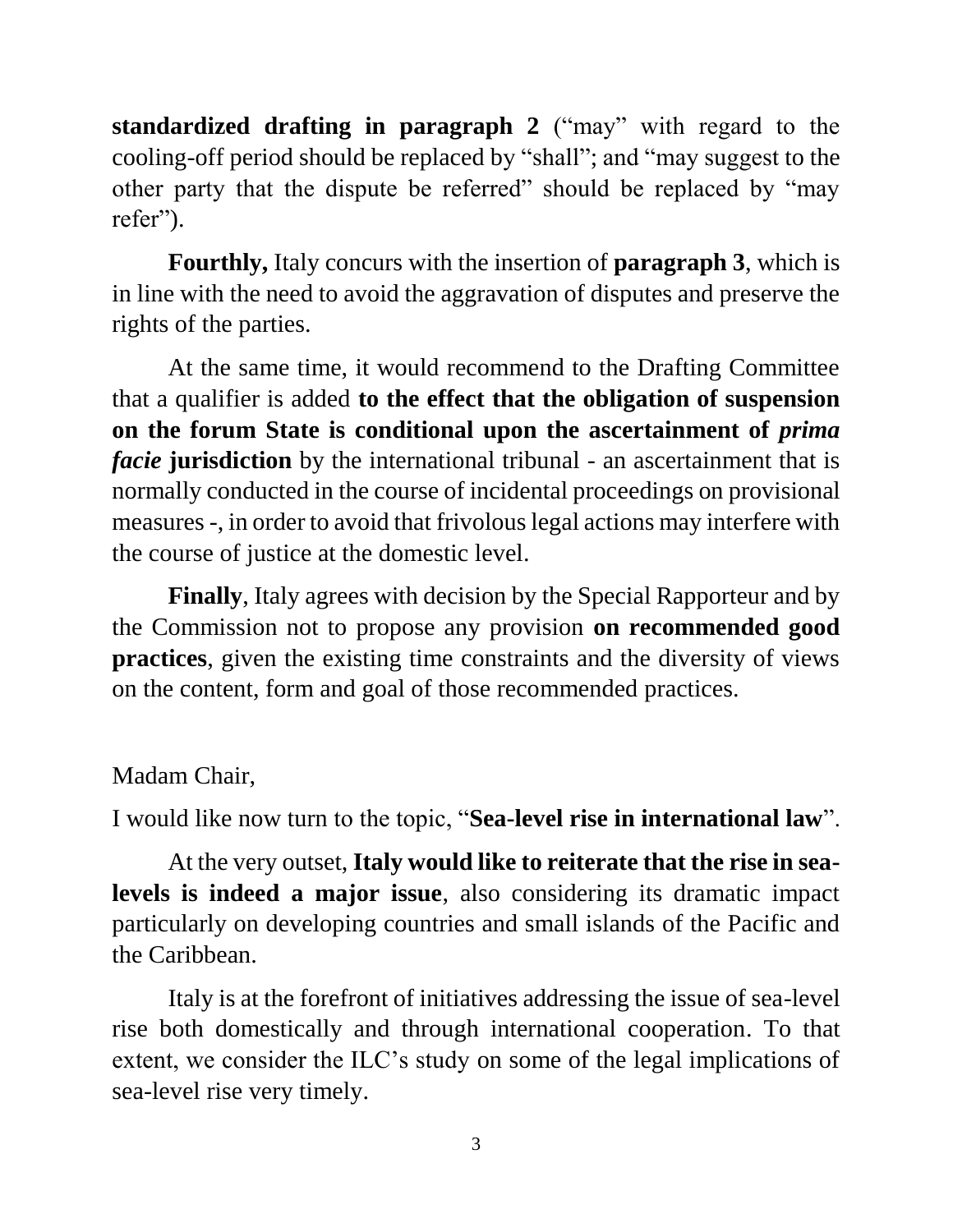**standardized drafting in paragraph 2** ("may" with regard to the cooling-off period should be replaced by "shall"; and "may suggest to the other party that the dispute be referred" should be replaced by "may refer").

**Fourthly,** Italy concurs with the insertion of **paragraph 3**, which is in line with the need to avoid the aggravation of disputes and preserve the rights of the parties.

At the same time, it would recommend to the Drafting Committee that a qualifier is added **to the effect that the obligation of suspension on the forum State is conditional upon the ascertainment of *prima facie* jurisdiction** by the international tribunal - an ascertainment that is normally conducted in the course of incidental proceedings on provisional measures -, in order to avoid that frivolous legal actions may interfere with the course of justice at the domestic level.

**Finally**, Italy agrees with decision by the Special Rapporteur and by the Commission not to propose any provision **on recommended good practices**, given the existing time constraints and the diversity of views on the content, form and goal of those recommended practices.

Madam Chair,

I would like now turn to the topic, "**Sea-level rise in international law**".

At the very outset, **Italy would like to reiterate that the rise in sea-levels is indeed a major issue**, also considering its dramatic impact particularly on developing countries and small islands of the Pacific and the Caribbean.

Italy is at the forefront of initiatives addressing the issue of sea-level rise both domestically and through international cooperation. To that extent, we consider the ILC's study on some of the legal implications of sea-level rise very timely.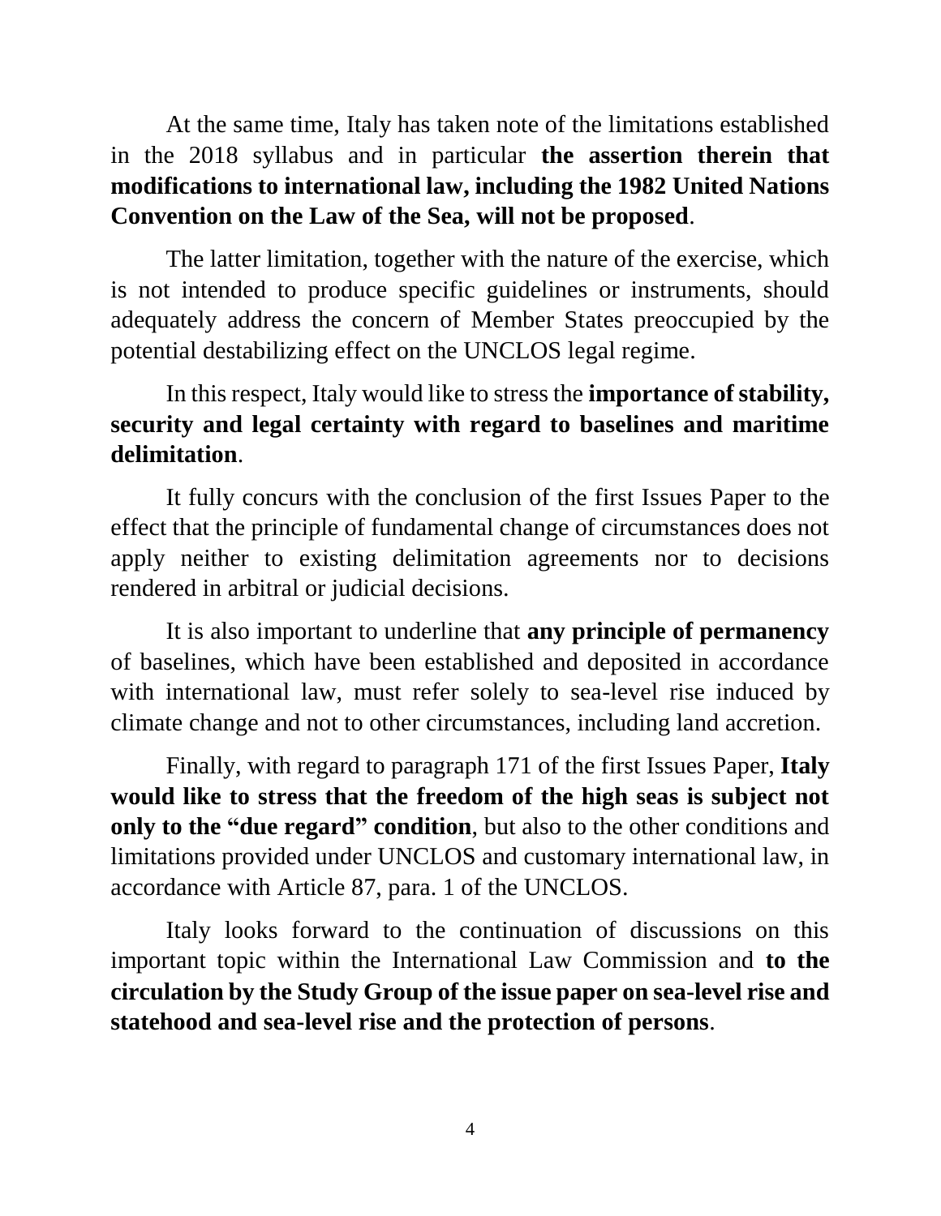At the same time, Italy has taken note of the limitations established in the 2018 syllabus and in particular **the assertion therein that modifications to international law, including the 1982 United Nations Convention on the Law of the Sea, will not be proposed**.

The latter limitation, together with the nature of the exercise, which is not intended to produce specific guidelines or instruments, should adequately address the concern of Member States preoccupied by the potential destabilizing effect on the UNCLOS legal regime.

In this respect, Italy would like to stress the **importance of stability, security and legal certainty with regard to baselines and maritime delimitation**.

It fully concurs with the conclusion of the first Issues Paper to the effect that the principle of fundamental change of circumstances does not apply neither to existing delimitation agreements nor to decisions rendered in arbitral or judicial decisions.

It is also important to underline that **any principle of permanency** of baselines, which have been established and deposited in accordance with international law, must refer solely to sea-level rise induced by climate change and not to other circumstances, including land accretion.

Finally, with regard to paragraph 171 of the first Issues Paper, **Italy would like to stress that the freedom of the high seas is subject not only to the "due regard" condition**, but also to the other conditions and limitations provided under UNCLOS and customary international law, in accordance with Article 87, para. 1 of the UNCLOS.

Italy looks forward to the continuation of discussions on this important topic within the International Law Commission and **to the circulation by the Study Group of the issue paper on sea-level rise and statehood and sea-level rise and the protection of persons**.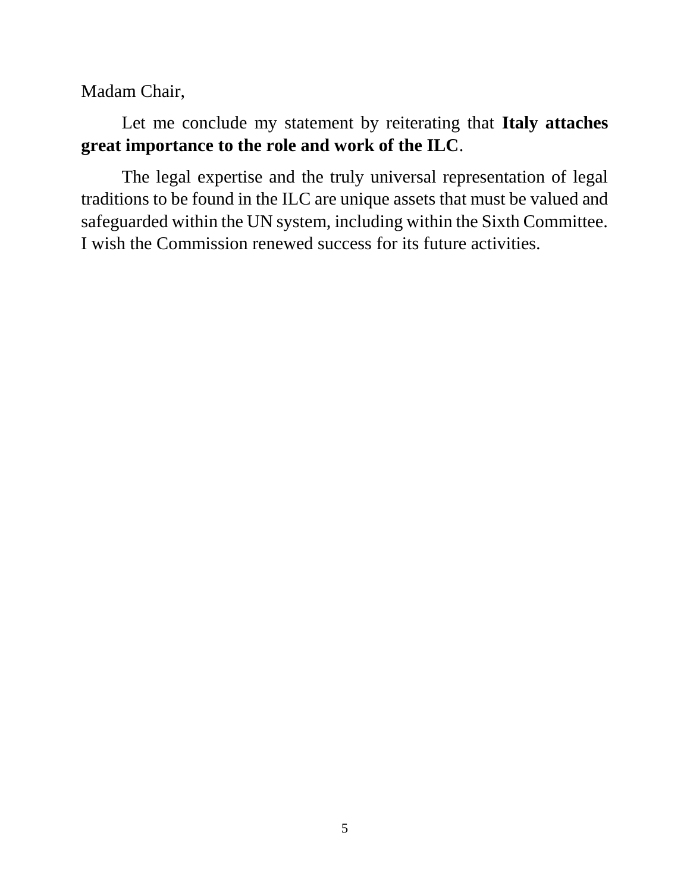Madam Chair,

Let me conclude my statement by reiterating that **Italy attaches great importance to the role and work of the ILC**.

The legal expertise and the truly universal representation of legal traditions to be found in the ILC are unique assets that must be valued and safeguarded within the UN system, including within the Sixth Committee. I wish the Commission renewed success for its future activities.